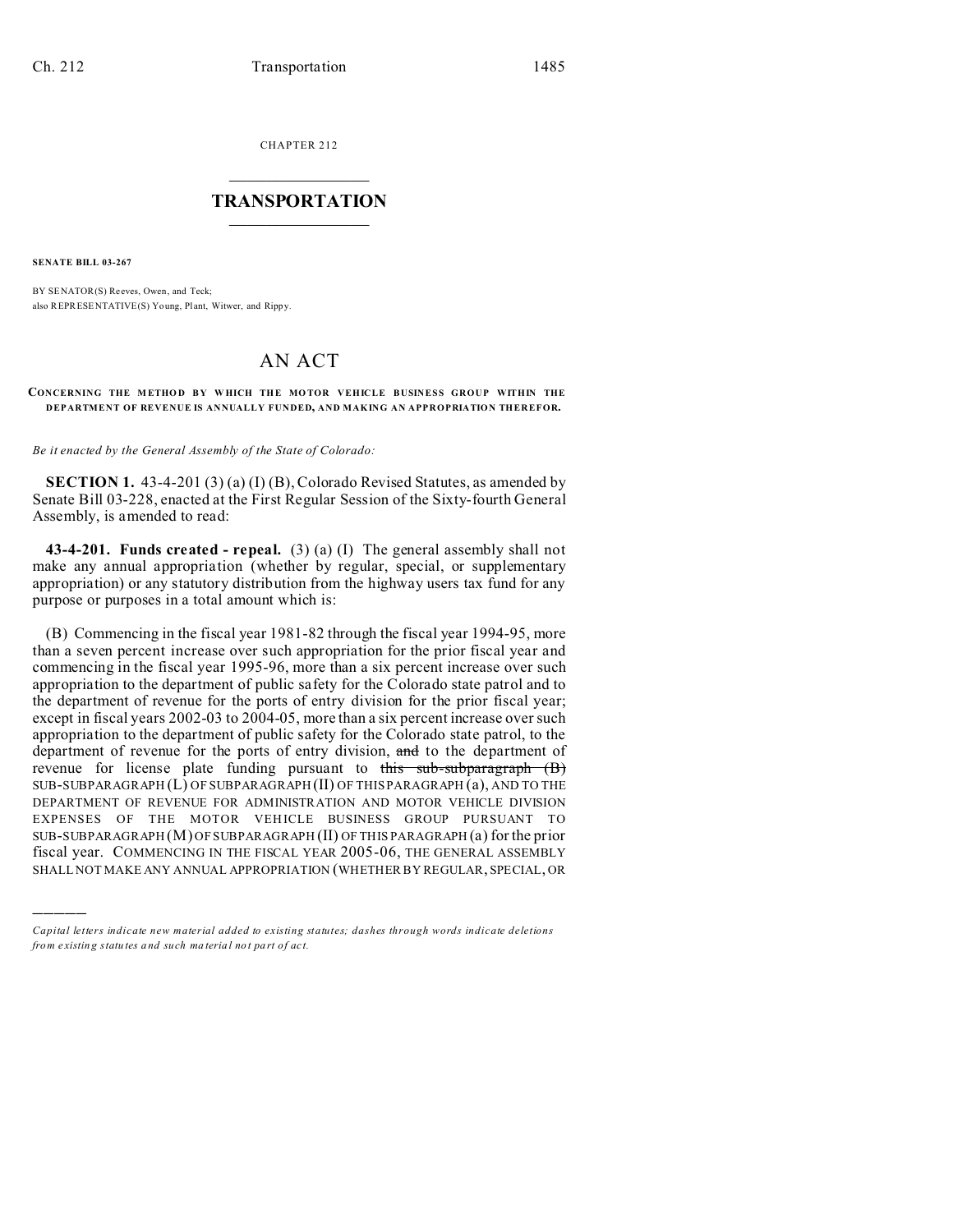CHAPTER 212

# TRANSPORTATION

**SENATE BILL 03-267**

BY SENATOR(S) Reeves, Owen, and Teck;
also REPRESENTATIVE(S) Young, Plant, Witwer, and Rippy.

# AN ACT

**CONCERNING THE METHOD BY WHICH THE MOTOR VEHICLE BUSINESS GROUP WITHIN THE DEPARTMENT OF REVENUE IS ANNUALLY FUNDED, AND MAKING AN APPROPRIATION THEREFOR.**

*Be it enacted by the General Assembly of the State of Colorado:*

**SECTION 1.** 43-4-201 (3) (a) (I) (B), Colorado Revised Statutes, as amended by Senate Bill 03-228, enacted at the First Regular Session of the Sixty-fourth General Assembly, is amended to read:

**43-4-201. Funds created - repeal.** (3) (a) (I) The general assembly shall not make any annual appropriation (whether by regular, special, or supplementary appropriation) or any statutory distribution from the highway users tax fund for any purpose or purposes in a total amount which is:

(B) Commencing in the fiscal year 1981-82 through the fiscal year 1994-95, more than a seven percent increase over such appropriation for the prior fiscal year and commencing in the fiscal year 1995-96, more than a six percent increase over such appropriation to the department of public safety for the Colorado state patrol and to the department of revenue for the ports of entry division for the prior fiscal year; except in fiscal years 2002-03 to 2004-05, more than a six percent increase over such appropriation to the department of public safety for the Colorado state patrol, to the department of revenue for the ports of entry division, ~~and~~ to the department of revenue for license plate funding pursuant to ~~this sub-subparagraph (B)~~ SUB-SUBPARAGRAPH (L) OF SUBPARAGRAPH (II) OF THIS PARAGRAPH (a), AND TO THE DEPARTMENT OF REVENUE FOR ADMINISTRATION AND MOTOR VEHICLE DIVISION EXPENSES OF THE MOTOR VEHICLE BUSINESS GROUP PURSUANT TO SUB-SUBPARAGRAPH (M) OF SUBPARAGRAPH (II) OF THIS PARAGRAPH (a) for the prior fiscal year. COMMENCING IN THE FISCAL YEAR 2005-06, THE GENERAL ASSEMBLY SHALL NOT MAKE ANY ANNUAL APPROPRIATION (WHETHER BY REGULAR, SPECIAL, OR

---

*Capital letters indicate new material added to existing statutes; dashes through words indicate deletions from existing statutes and such material not part of act.*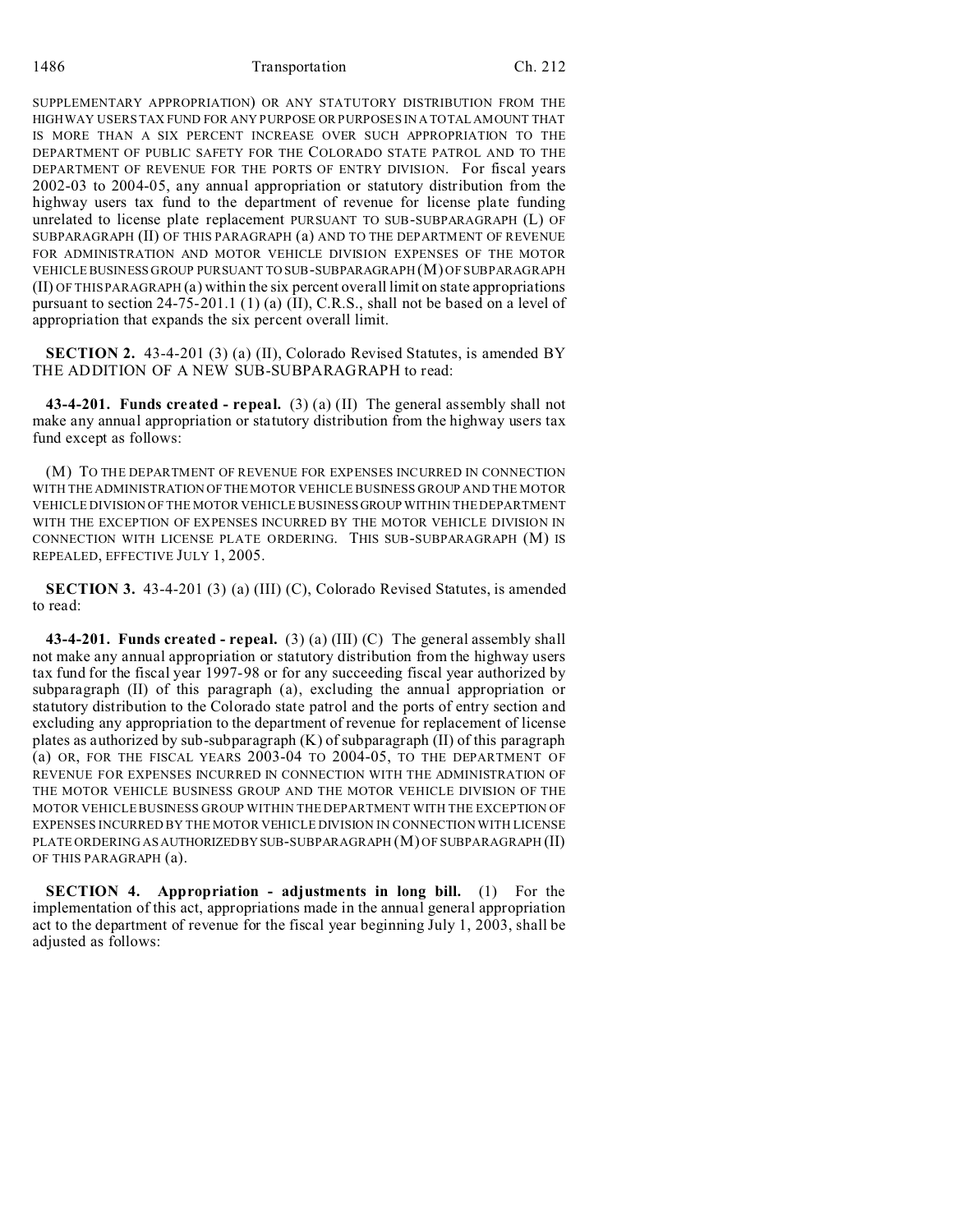SUPPLEMENTARY APPROPRIATION) OR ANY STATUTORY DISTRIBUTION FROM THE HIGHWAY USERS TAX FUND FOR ANY PURPOSE OR PURPOSES IN A TOTAL AMOUNT THAT IS MORE THAN A SIX PERCENT INCREASE OVER SUCH APPROPRIATION TO THE DEPARTMENT OF PUBLIC SAFETY FOR THE COLORADO STATE PATROL AND TO THE DEPARTMENT OF REVENUE FOR THE PORTS OF ENTRY DIVISION. For fiscal years 2002-03 to 2004-05, any annual appropriation or statutory distribution from the highway users tax fund to the department of revenue for license plate funding unrelated to license plate replacement PURSUANT TO SUB-SUBPARAGRAPH (L) OF SUBPARAGRAPH (II) OF THIS PARAGRAPH (a) AND TO THE DEPARTMENT OF REVENUE FOR ADMINISTRATION AND MOTOR VEHICLE DIVISION EXPENSES OF THE MOTOR VEHICLE BUSINESS GROUP PURSUANT TO SUB-SUBPARAGRAPH (M) OF SUBPARAGRAPH (II) OF THIS PARAGRAPH (a) within the six percent overall limit on state appropriations pursuant to section 24-75-201.1 (1) (a) (II), C.R.S., shall not be based on a level of appropriation that expands the six percent overall limit.

**SECTION 2.** 43-4-201 (3) (a) (II), Colorado Revised Statutes, is amended BY THE ADDITION OF A NEW SUB-SUBPARAGRAPH to read:

**43-4-201. Funds created - repeal.** (3) (a) (II) The general assembly shall not make any annual appropriation or statutory distribution from the highway users tax fund except as follows:

(M) TO THE DEPARTMENT OF REVENUE FOR EXPENSES INCURRED IN CONNECTION WITH THE ADMINISTRATION OF THE MOTOR VEHICLE BUSINESS GROUP AND THE MOTOR VEHICLE DIVISION OF THE MOTOR VEHICLE BUSINESS GROUP WITHIN THE DEPARTMENT WITH THE EXCEPTION OF EXPENSES INCURRED BY THE MOTOR VEHICLE DIVISION IN CONNECTION WITH LICENSE PLATE ORDERING. THIS SUB-SUBPARAGRAPH (M) IS REPEALED, EFFECTIVE JULY 1, 2005.

**SECTION 3.** 43-4-201 (3) (a) (III) (C), Colorado Revised Statutes, is amended to read:

**43-4-201. Funds created - repeal.** (3) (a) (III) (C) The general assembly shall not make any annual appropriation or statutory distribution from the highway users tax fund for the fiscal year 1997-98 or for any succeeding fiscal year authorized by subparagraph (II) of this paragraph (a), excluding the annual appropriation or statutory distribution to the Colorado state patrol and the ports of entry section and excluding any appropriation to the department of revenue for replacement of license plates as authorized by sub-subparagraph (K) of subparagraph (II) of this paragraph (a) OR, FOR THE FISCAL YEARS 2003-04 TO 2004-05, TO THE DEPARTMENT OF REVENUE FOR EXPENSES INCURRED IN CONNECTION WITH THE ADMINISTRATION OF THE MOTOR VEHICLE BUSINESS GROUP AND THE MOTOR VEHICLE DIVISION OF THE MOTOR VEHICLE BUSINESS GROUP WITHIN THE DEPARTMENT WITH THE EXCEPTION OF EXPENSES INCURRED BY THE MOTOR VEHICLE DIVISION IN CONNECTION WITH LICENSE PLATE ORDERING AS AUTHORIZED BY SUB-SUBPARAGRAPH (M) OF SUBPARAGRAPH (II) OF THIS PARAGRAPH (a).

**SECTION 4. Appropriation - adjustments in long bill.** (1) For the implementation of this act, appropriations made in the annual general appropriation act to the department of revenue for the fiscal year beginning July 1, 2003, shall be adjusted as follows: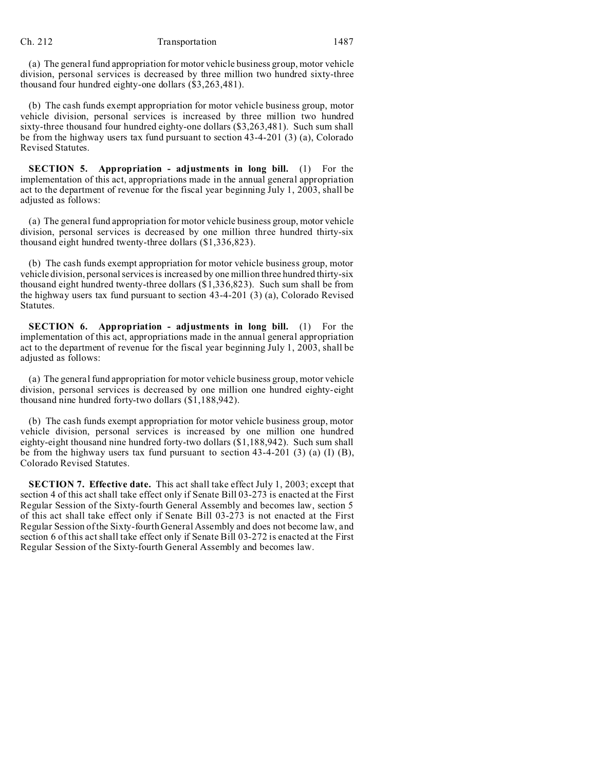(a) The general fund appropriation for motor vehicle business group, motor vehicle division, personal services is decreased by three million two hundred sixty-three thousand four hundred eighty-one dollars ($3,263,481).

(b) The cash funds exempt appropriation for motor vehicle business group, motor vehicle division, personal services is increased by three million two hundred sixty-three thousand four hundred eighty-one dollars ($3,263,481). Such sum shall be from the highway users tax fund pursuant to section 43-4-201 (3) (a), Colorado Revised Statutes.

**SECTION 5. Appropriation - adjustments in long bill.** (1) For the implementation of this act, appropriations made in the annual general appropriation act to the department of revenue for the fiscal year beginning July 1, 2003, shall be adjusted as follows:

(a) The general fund appropriation for motor vehicle business group, motor vehicle division, personal services is decreased by one million three hundred thirty-six thousand eight hundred twenty-three dollars ($1,336,823).

(b) The cash funds exempt appropriation for motor vehicle business group, motor vehicle division, personal services is increased by one million three hundred thirty-six thousand eight hundred twenty-three dollars ($1,336,823). Such sum shall be from the highway users tax fund pursuant to section 43-4-201 (3) (a), Colorado Revised Statutes.

**SECTION 6. Appropriation - adjustments in long bill.** (1) For the implementation of this act, appropriations made in the annual general appropriation act to the department of revenue for the fiscal year beginning July 1, 2003, shall be adjusted as follows:

(a) The general fund appropriation for motor vehicle business group, motor vehicle division, personal services is decreased by one million one hundred eighty-eight thousand nine hundred forty-two dollars ($1,188,942).

(b) The cash funds exempt appropriation for motor vehicle business group, motor vehicle division, personal services is increased by one million one hundred eighty-eight thousand nine hundred forty-two dollars ($1,188,942). Such sum shall be from the highway users tax fund pursuant to section 43-4-201 (3) (a) (I) (B), Colorado Revised Statutes.

**SECTION 7. Effective date.** This act shall take effect July 1, 2003; except that section 4 of this act shall take effect only if Senate Bill 03-273 is enacted at the First Regular Session of the Sixty-fourth General Assembly and becomes law, section 5 of this act shall take effect only if Senate Bill 03-273 is not enacted at the First Regular Session of the Sixty-fourth General Assembly and does not become law, and section 6 of this act shall take effect only if Senate Bill 03-272 is enacted at the First Regular Session of the Sixty-fourth General Assembly and becomes law.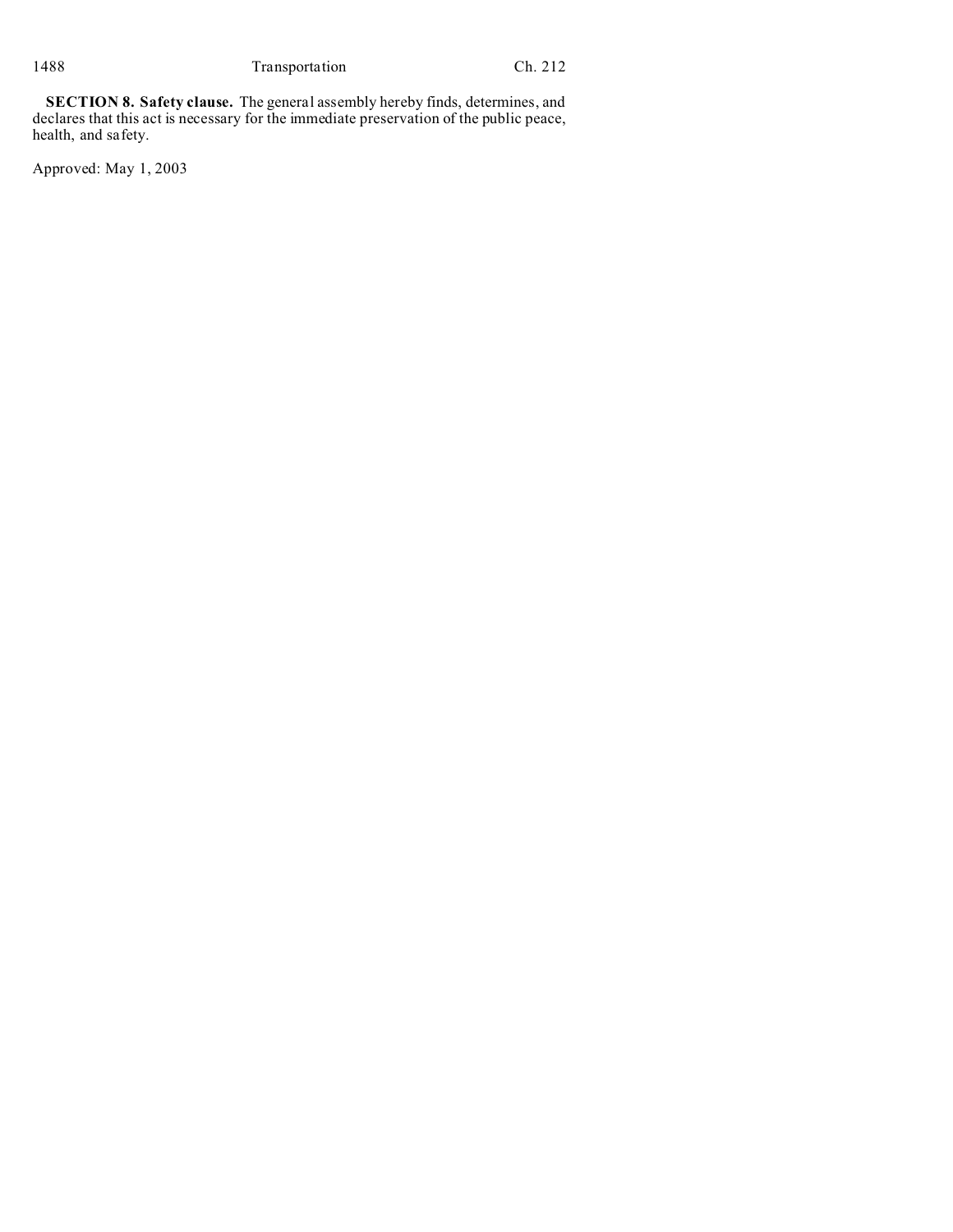**SECTION 8. Safety clause.** The general assembly hereby finds, determines, and declares that this act is necessary for the immediate preservation of the public peace, health, and safety.

Approved: May 1, 2003